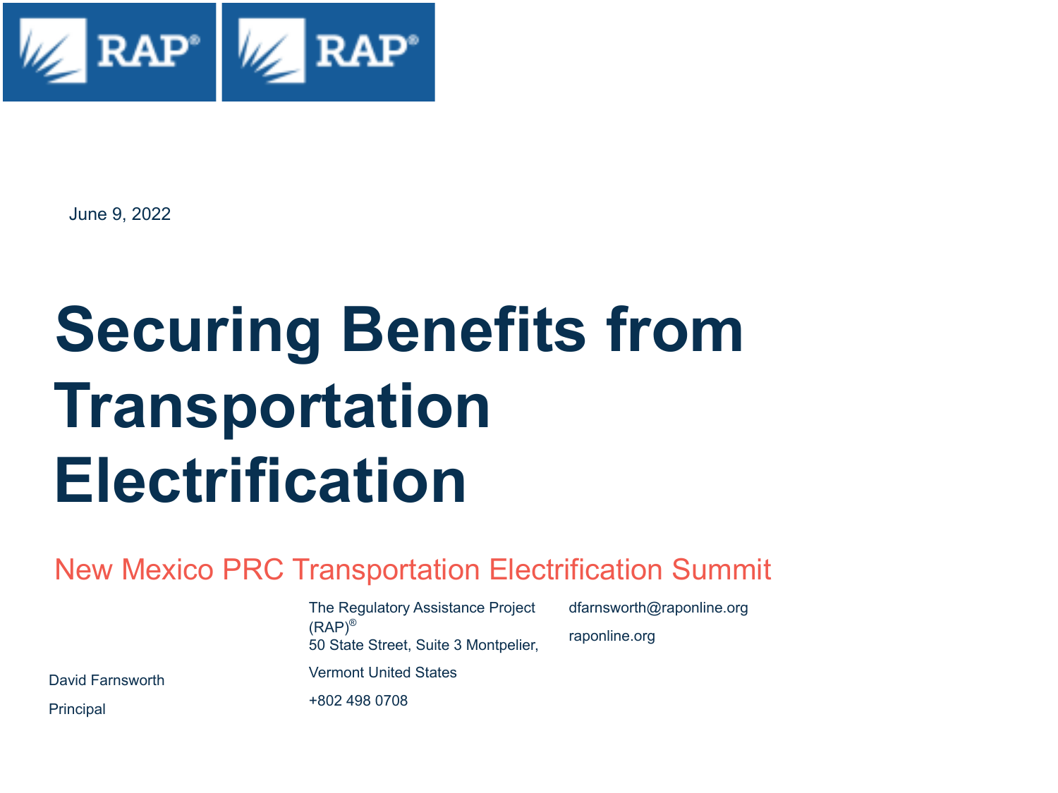June 9, 2022

# Securing Benefits from Transportation Electrification

## New Mexico PRC Transportation Electrification Summit

David Farnsworth

Principal

The Regulatory Assistance Project (RAP)®
50 State Street, Suite 3 Montpelier, Vermont United States

+802 498 0708

dfarnsworth@raponline.org

raponline.org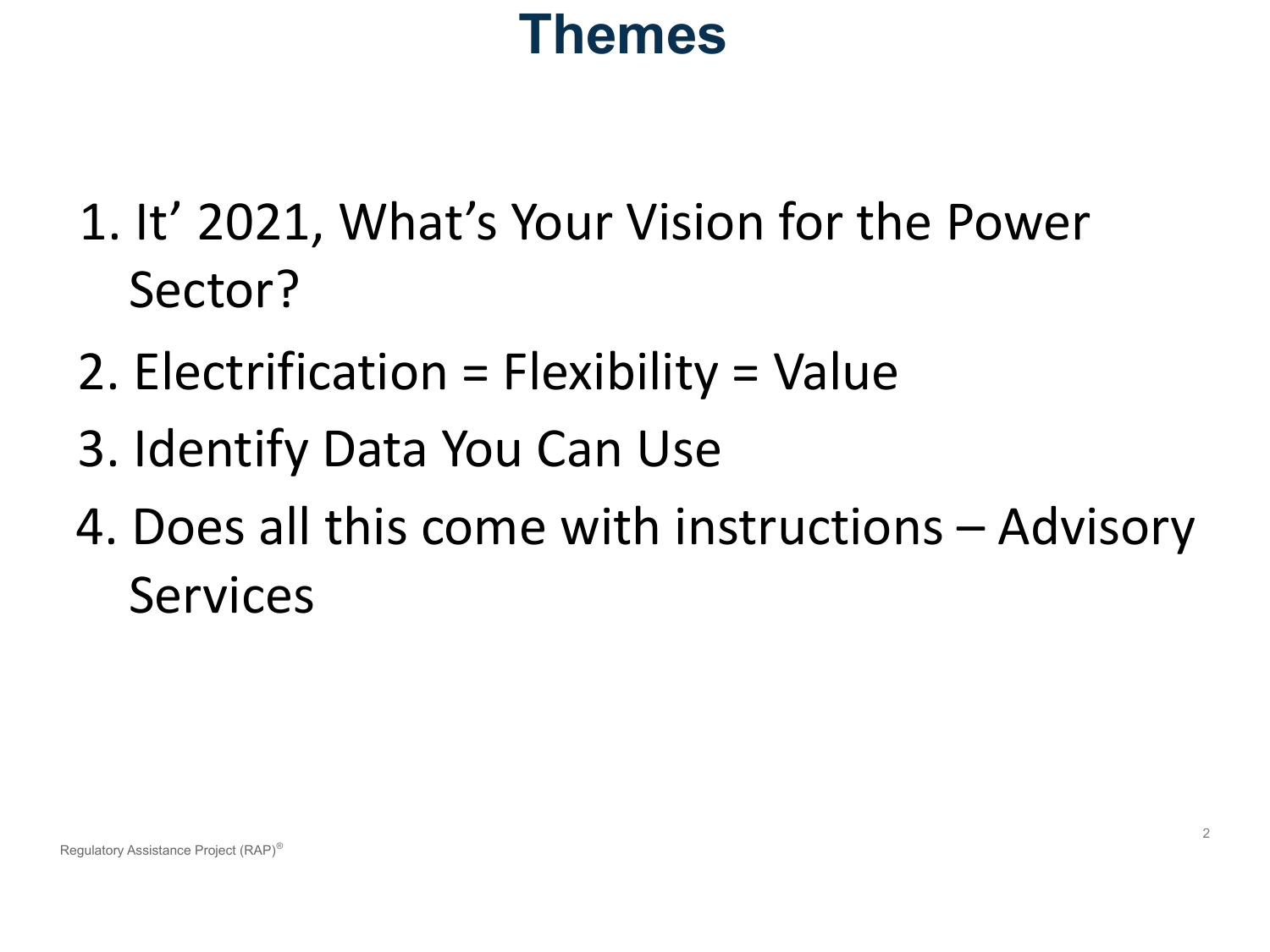# Themes

1. It’ 2021, What’s Your Vision for the Power Sector?
2. Electrification = Flexibility = Value
3. Identify Data You Can Use
4. Does all this come with instructions – Advisory Services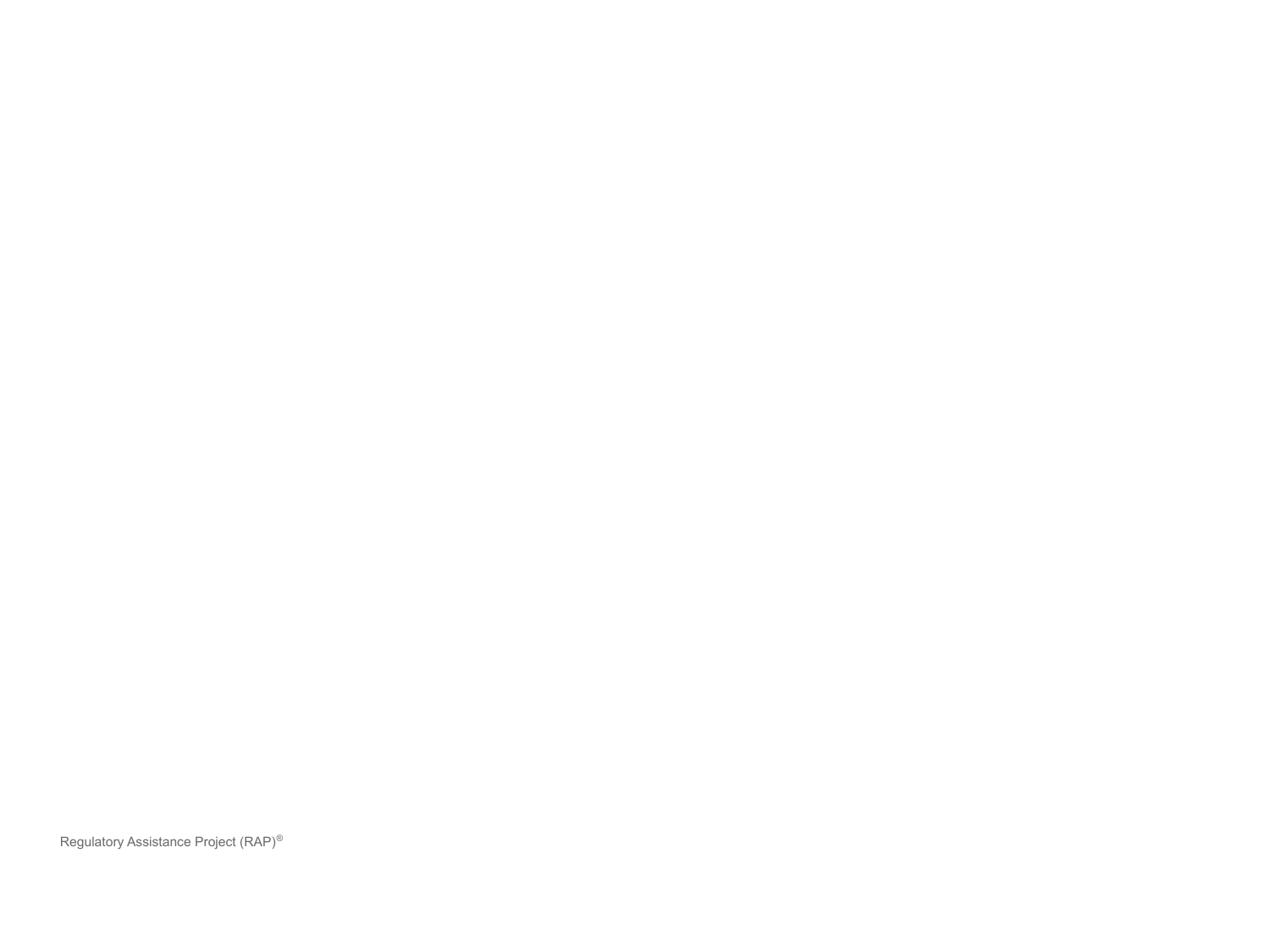Regulatory Assistance Project (RAP)®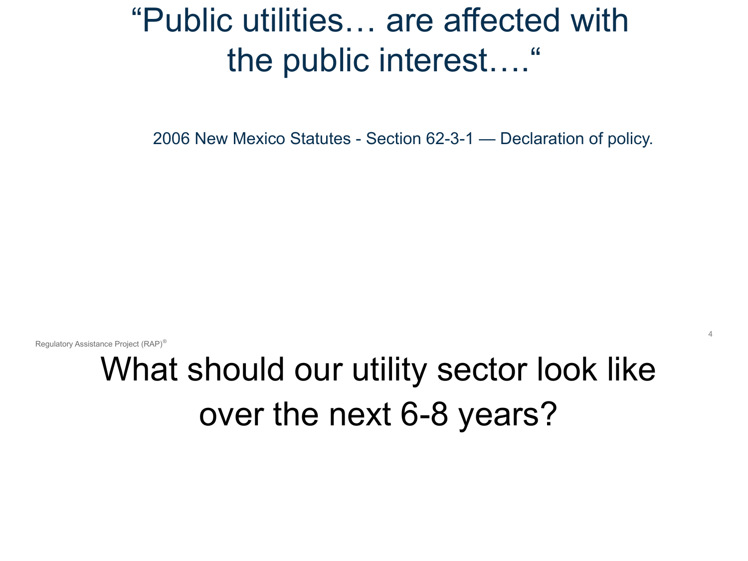# “Public utilities… are affected with the public interest….“

2006 New Mexico Statutes - Section 62-3-1 — Declaration of policy.

Regulatory Assistance Project (RAP)®

# What should our utility sector look like over the next 6-8 years?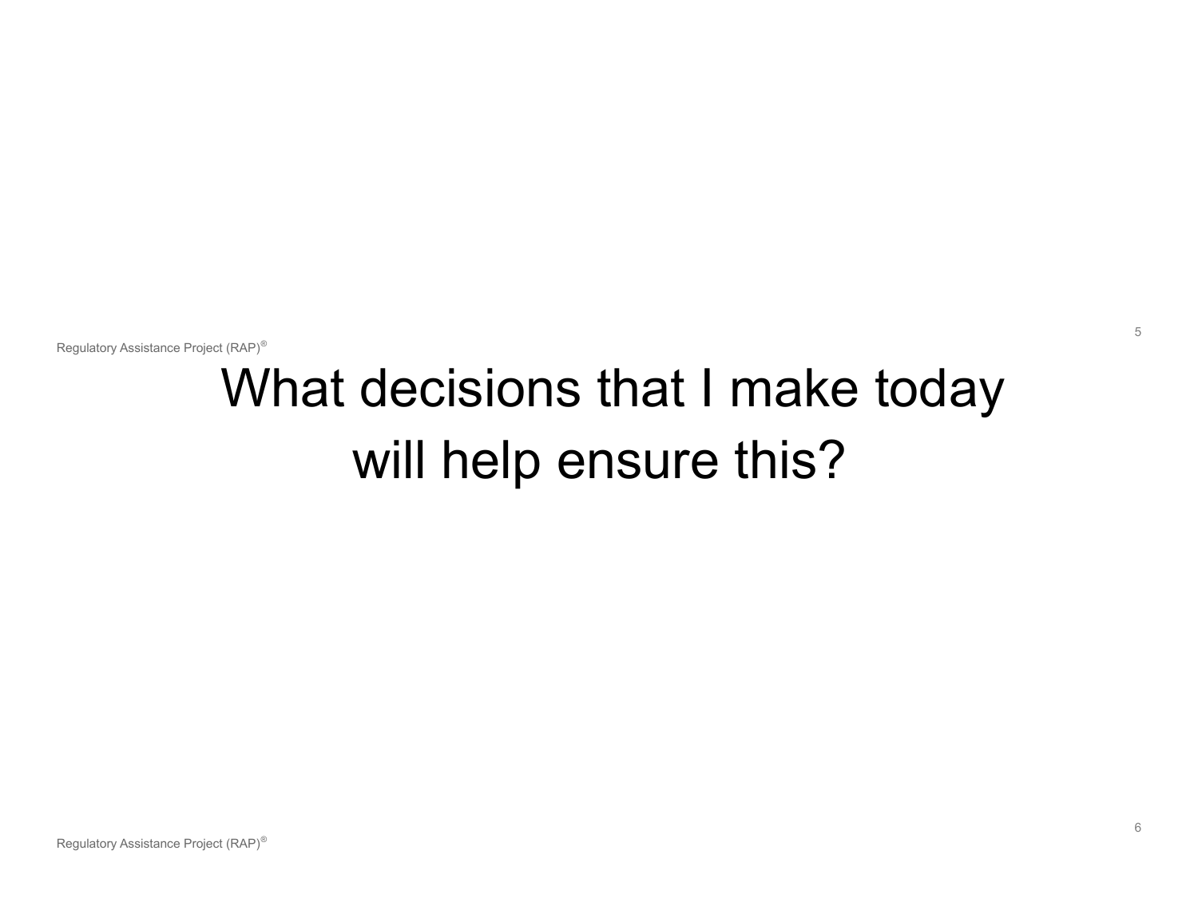# What decisions that I make today will help ensure this?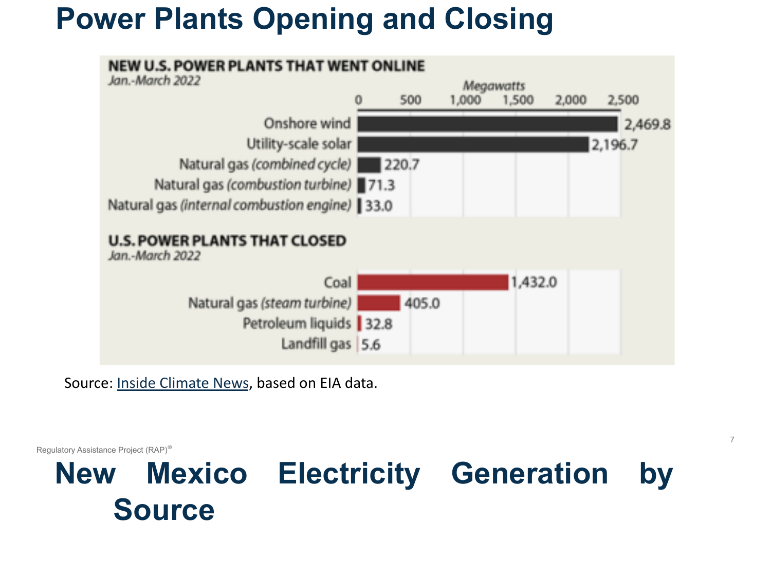# Power Plants Opening and Closing

**NEW U.S. POWER PLANTS THAT WENT ONLINE**
*Jan.-March 2022*

| Source | Megawatts |
|---|---|
| Onshore wind | 2,469.8 |
| Utility-scale solar | 2,196.7 |
| Natural gas *(combined cycle)* | 220.7 |
| Natural gas *(combustion turbine)* | 71.3 |
| Natural gas *(internal combustion engine)* | 33.0 |

**U.S. POWER PLANTS THAT CLOSED**
*Jan.-March 2022*

| Source | Megawatts |
|---|---|
| Coal | 1,432.0 |
| Natural gas *(steam turbine)* | 405.0 |
| Petroleum liquids | 32.8 |
| Landfill gas | 5.6 |

Source: Inside Climate News, based on EIA data.

Regulatory Assistance Project (RAP)®

# New Mexico Electricity Generation by Source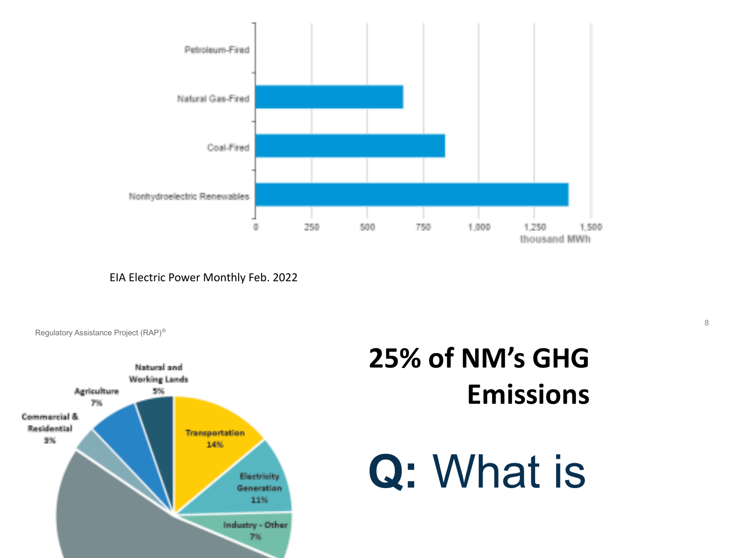Petroleum-Fired

Natural Gas-Fired

Coal-Fired

Nonhydroelectric Renewables

0 250 500 750 1,000 1,250 1,500

thousand MWh

EIA Electric Power Monthly Feb. 2022

Regulatory Assistance Project (RAP)®

Natural and Working Lands 5%

Agriculture 7%

Commercial & Residential 3%

Transportation 14%

Electricity Generation 11%

Industry - Other 7%

## 25% of NM's GHG Emissions

# **Q:** What is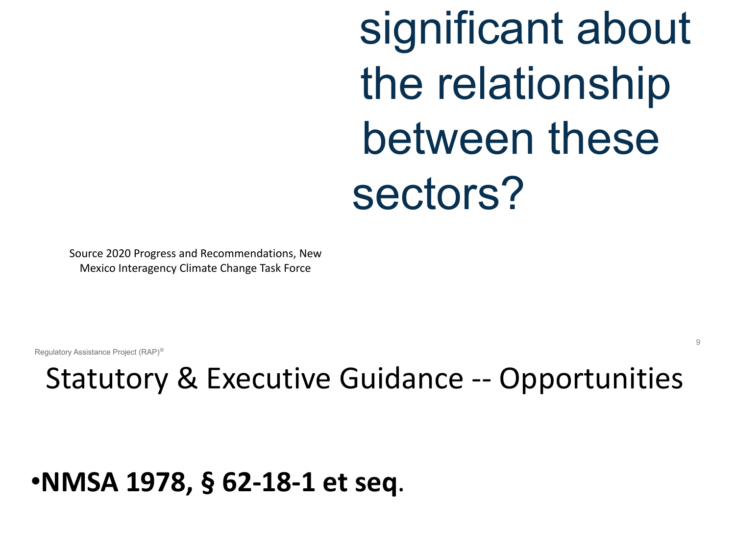significant about the relationship between these sectors?

Source 2020 Progress and Recommendations, New Mexico Interagency Climate Change Task Force

Regulatory Assistance Project (RAP)®

# Statutory & Executive Guidance -- Opportunities

- **NMSA 1978, § 62-18-1 et seq**.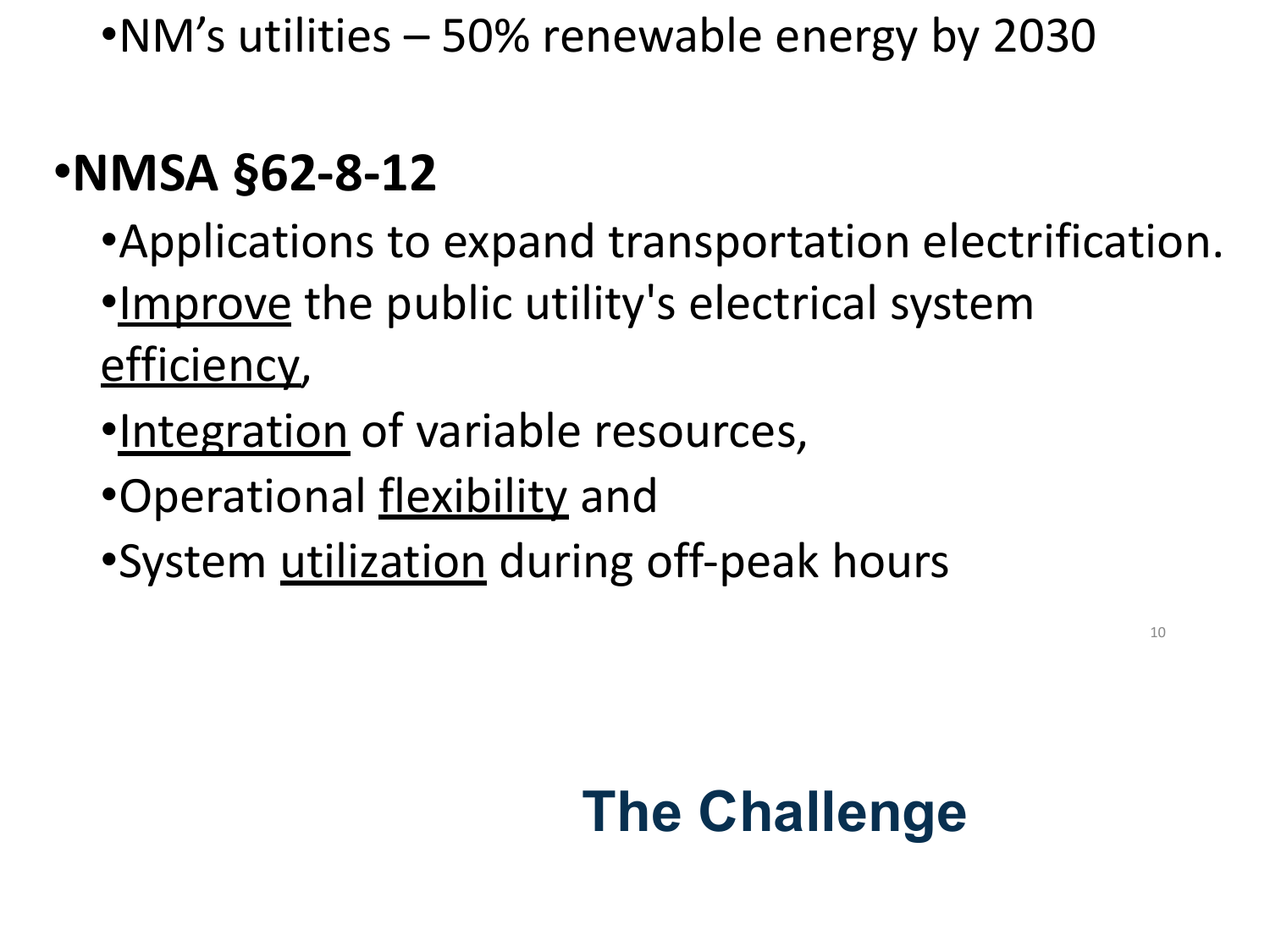- NM's utilities – 50% renewable energy by 2030

- **NMSA §62-8-12**
  - Applications to expand transportation electrification.
  - Improve the public utility's electrical system efficiency,
  - Integration of variable resources,
  - Operational flexibility and
  - System utilization during off-peak hours

## The Challenge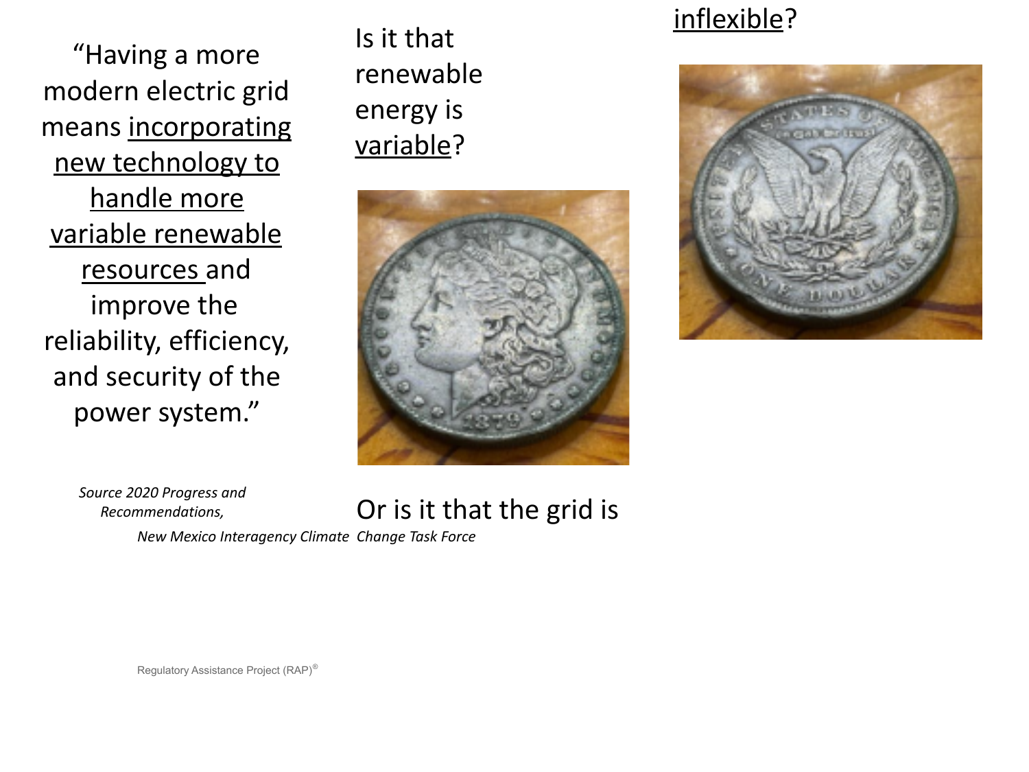"Having a more modern electric grid means incorporating new technology to handle more variable renewable resources and improve the reliability, efficiency, and security of the power system."

*Source 2020 Progress and Recommendations, New Mexico Interagency Climate Change Task Force*

Is it that renewable energy is variable?

Or is it that the grid is inflexible?

Regulatory Assistance Project (RAP)®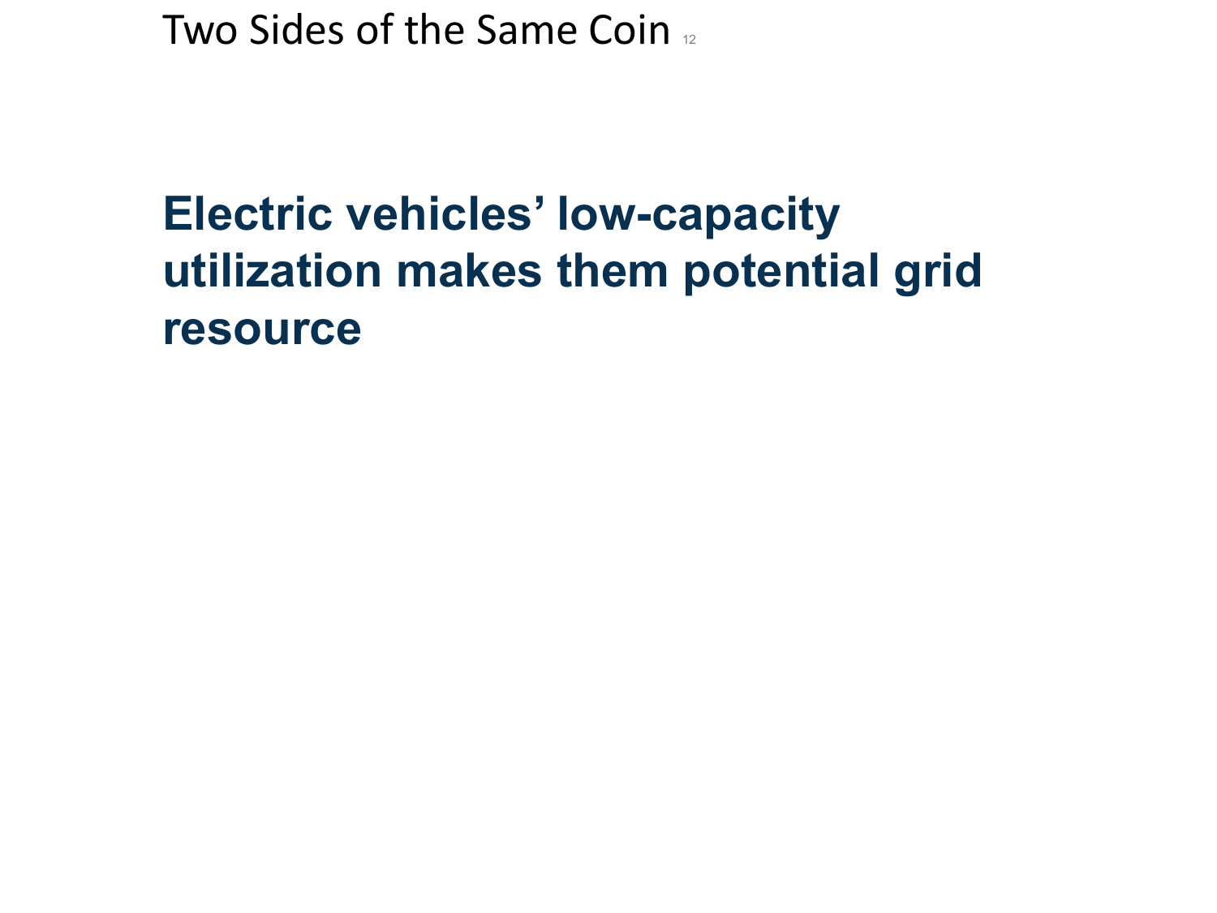# Two Sides of the Same Coin

**Electric vehicles' low-capacity utilization makes them potential grid resource**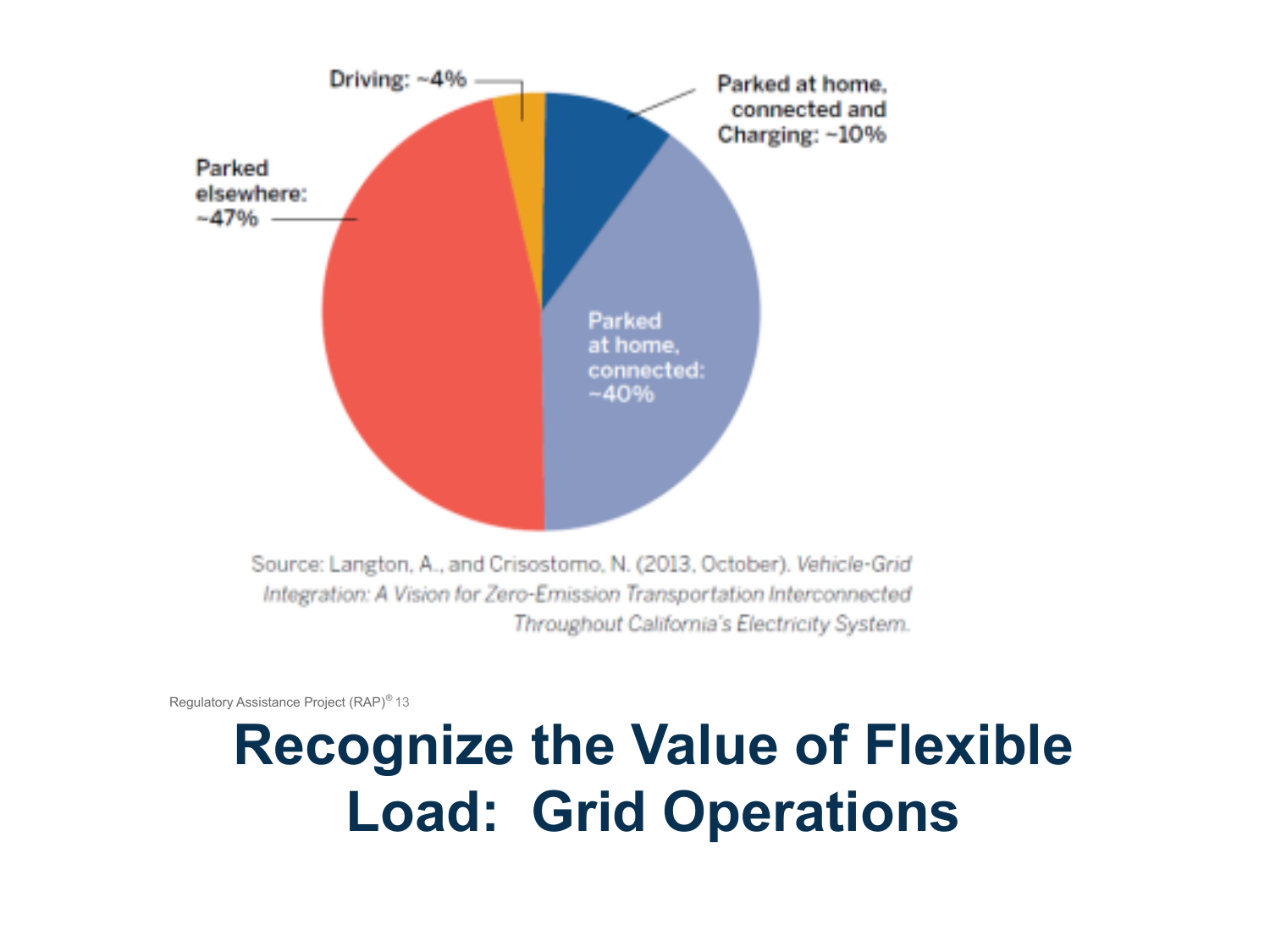Driving: ~4%

Parked at home, connected and Charging: ~10%

Parked elsewhere: ~47%

Parked at home, connected: ~40%

Source: Langton, A., and Crisostomo, N. (2013, October). *Vehicle-Grid Integration: A Vision for Zero-Emission Transportation Interconnected Throughout California's Electricity System.*

# Recognize the Value of Flexible Load: Grid Operations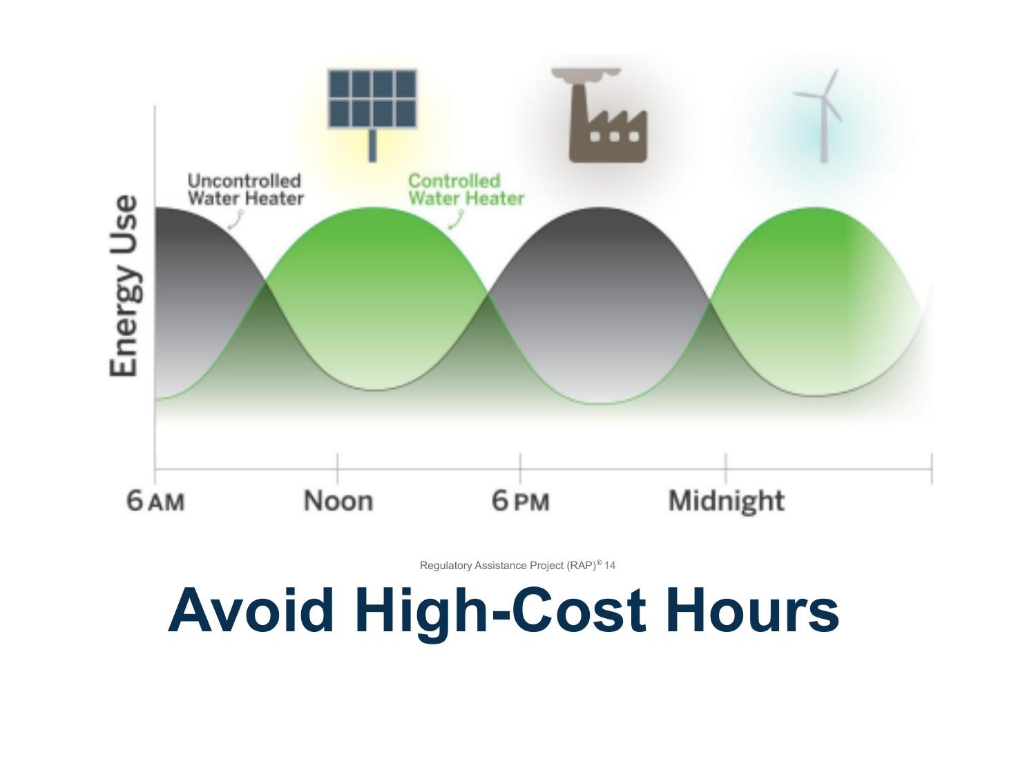Energy Use

Uncontrolled Water Heater

Controlled Water Heater

6 AM | Noon | 6 PM | Midnight

Regulatory Assistance Project (RAP)®

# Avoid High-Cost Hours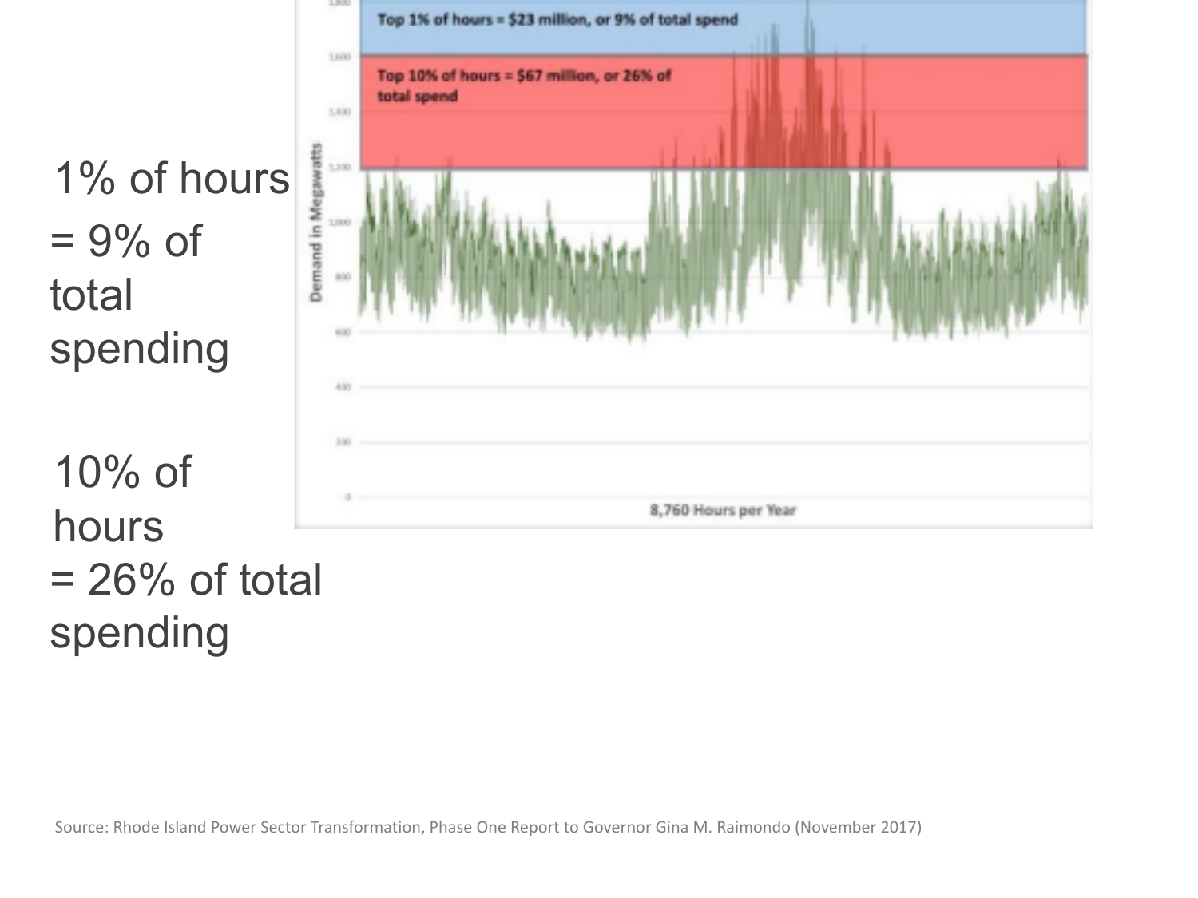1% of hours = 9% of total spending

10% of hours = 26% of total spending

Top 1% of hours = $23 million, or 9% of total spend

Top 10% of hours = $67 million, or 26% of total spend

Demand in Megawatts

8,760 Hours per Year

Source: Rhode Island Power Sector Transformation, Phase One Report to Governor Gina M. Raimondo (November 2017)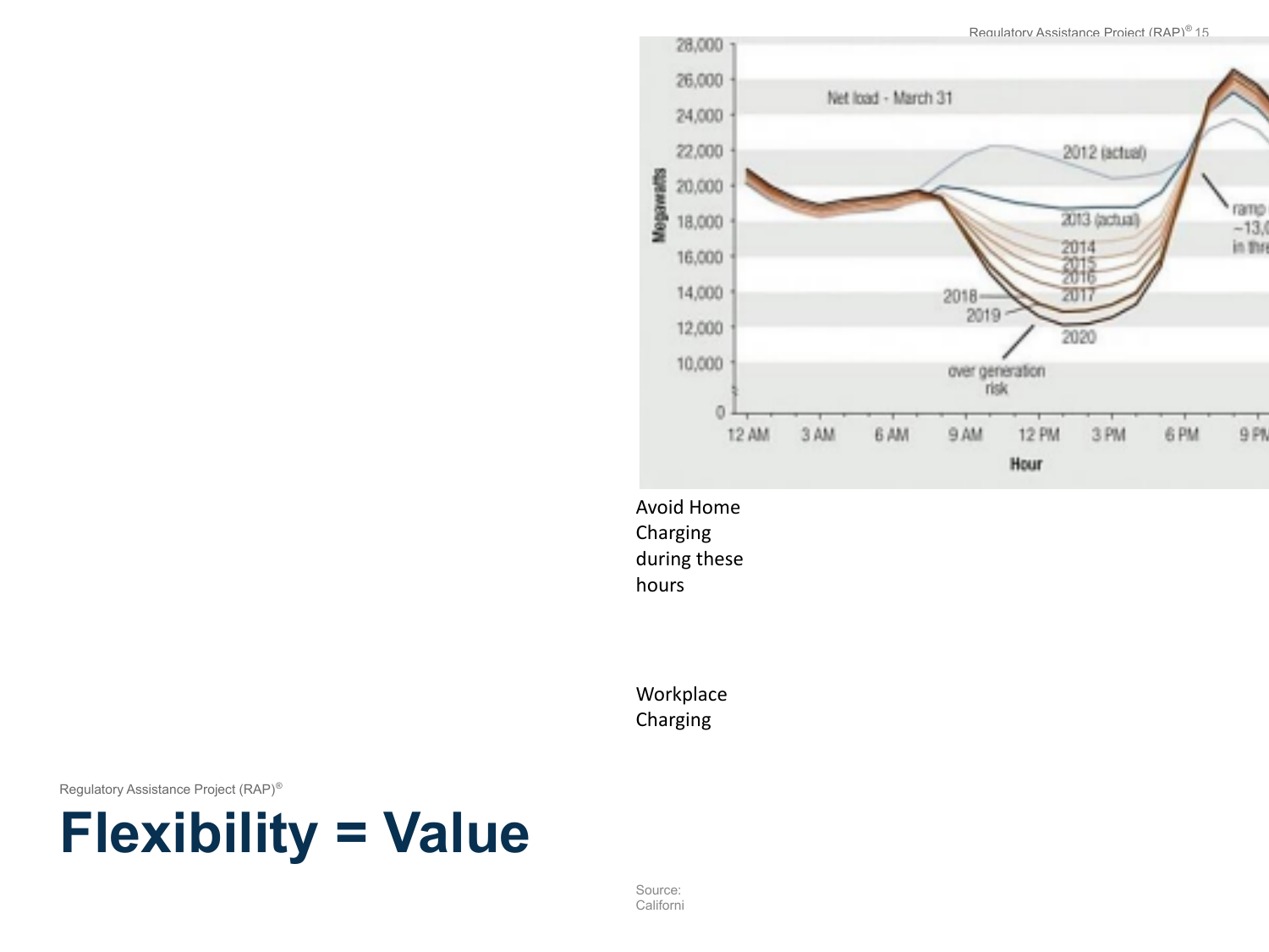# Flexibility = Value

Avoid Home Charging during these hours

Workplace Charging

Source: Californi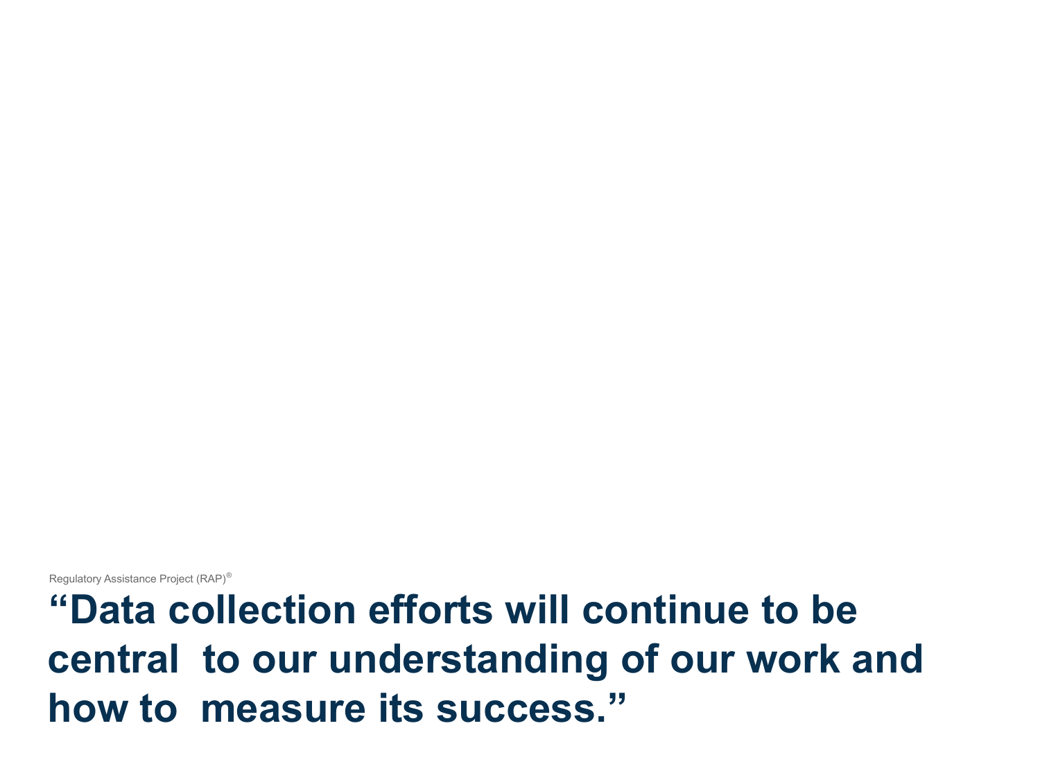Regulatory Assistance Project (RAP)®

# “Data collection efforts will continue to be central to our understanding of our work and how to measure its success.”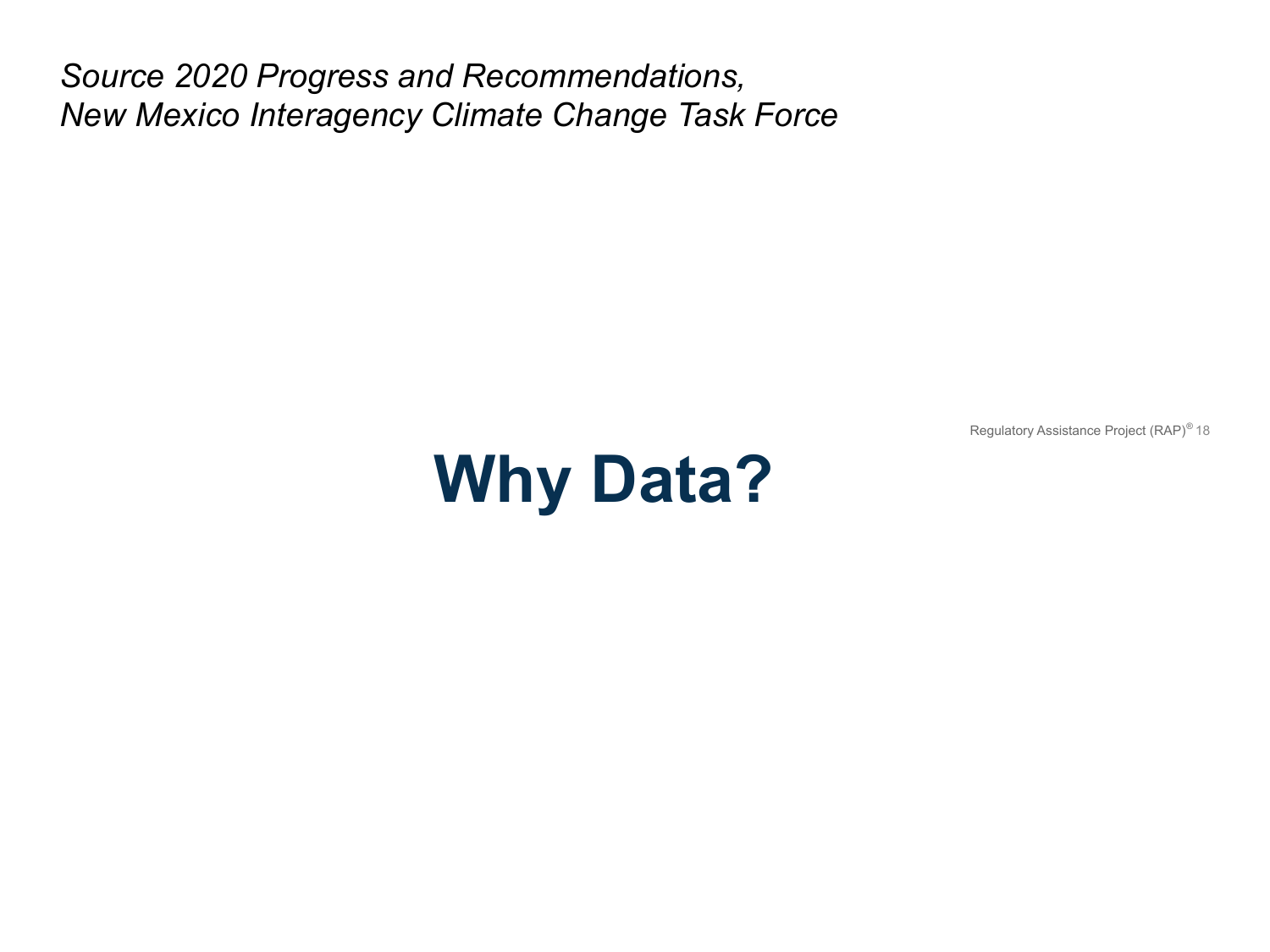*Source 2020 Progress and Recommendations,*
*New Mexico Interagency Climate Change Task Force*

# Why Data?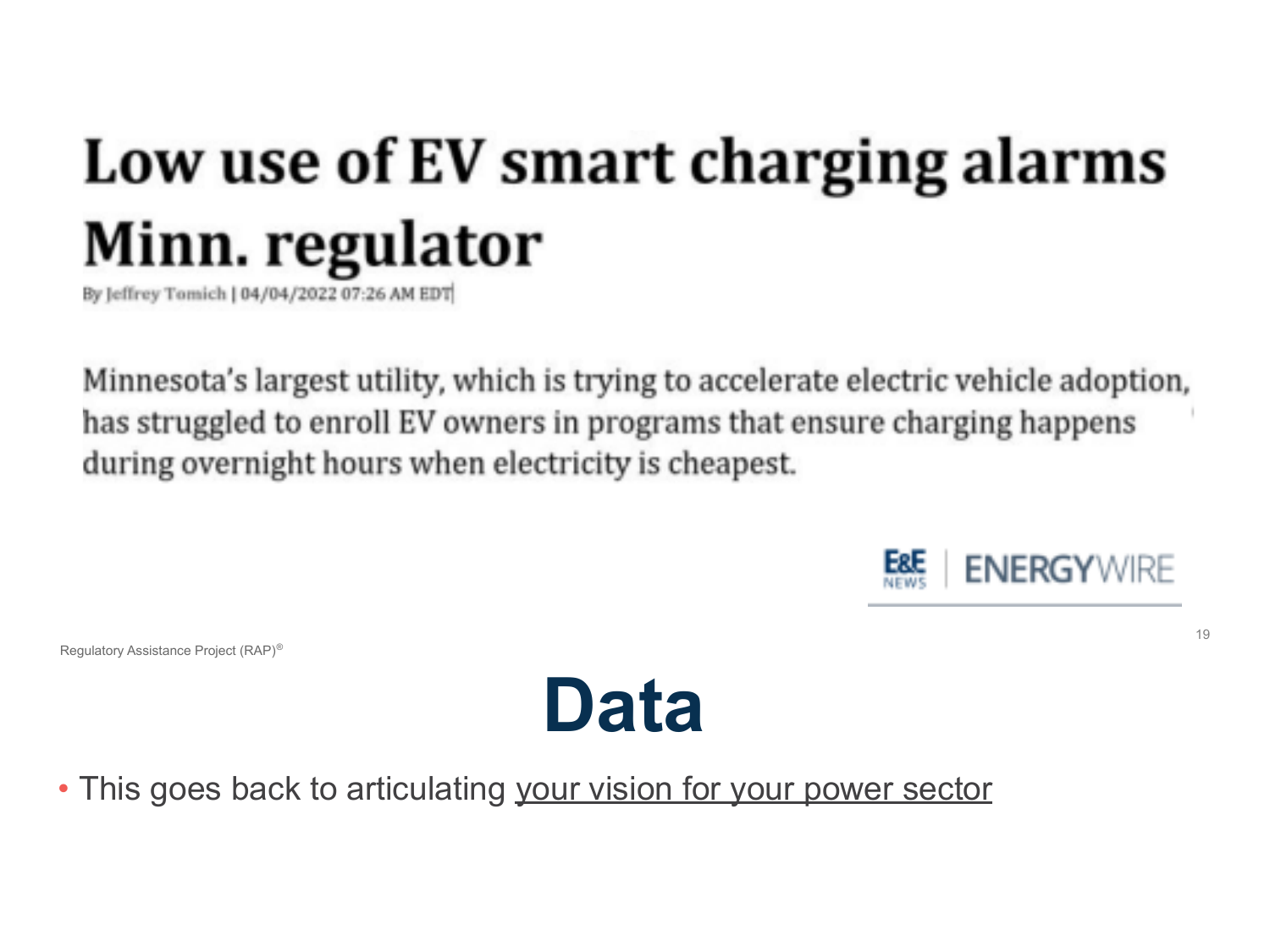# Low use of EV smart charging alarms Minn. regulator

By Jeffrey Tomich | 04/04/2022 07:26 AM EDT

Minnesota's largest utility, which is trying to accelerate electric vehicle adoption, has struggled to enroll EV owners in programs that ensure charging happens during overnight hours when electricity is cheapest.

E&E NEWS | ENERGYWIRE

Regulatory Assistance Project (RAP)®

# Data

- This goes back to articulating your vision for your power sector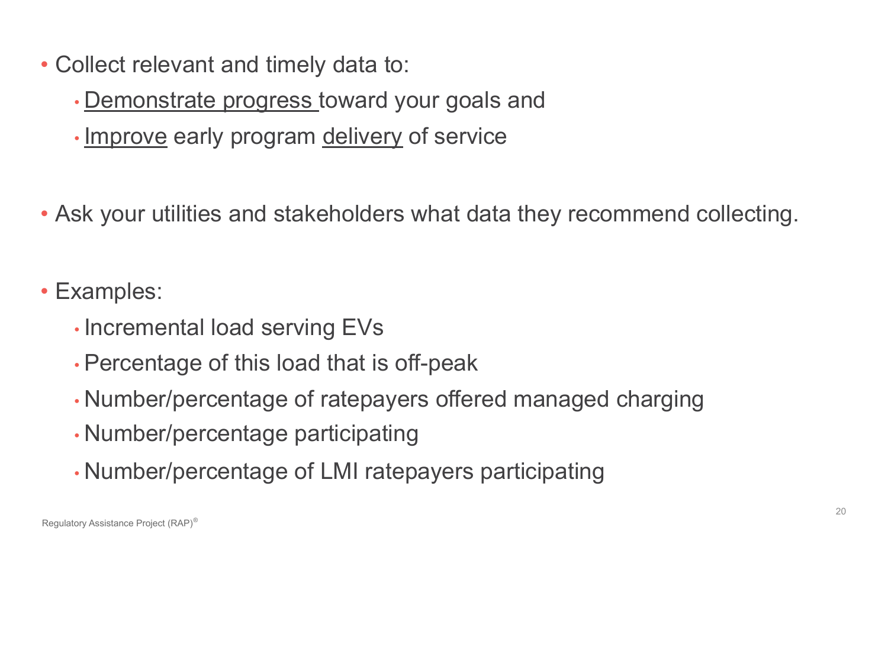- Collect relevant and timely data to:
  - <u>Demonstrate progress</u> toward your goals and
  - <u>Improve</u> early program <u>delivery</u> of service

- Ask your utilities and stakeholders what data they recommend collecting.

- Examples:
  - Incremental load serving EVs
  - Percentage of this load that is off-peak
  - Number/percentage of ratepayers offered managed charging
  - Number/percentage participating
  - Number/percentage of LMI ratepayers participating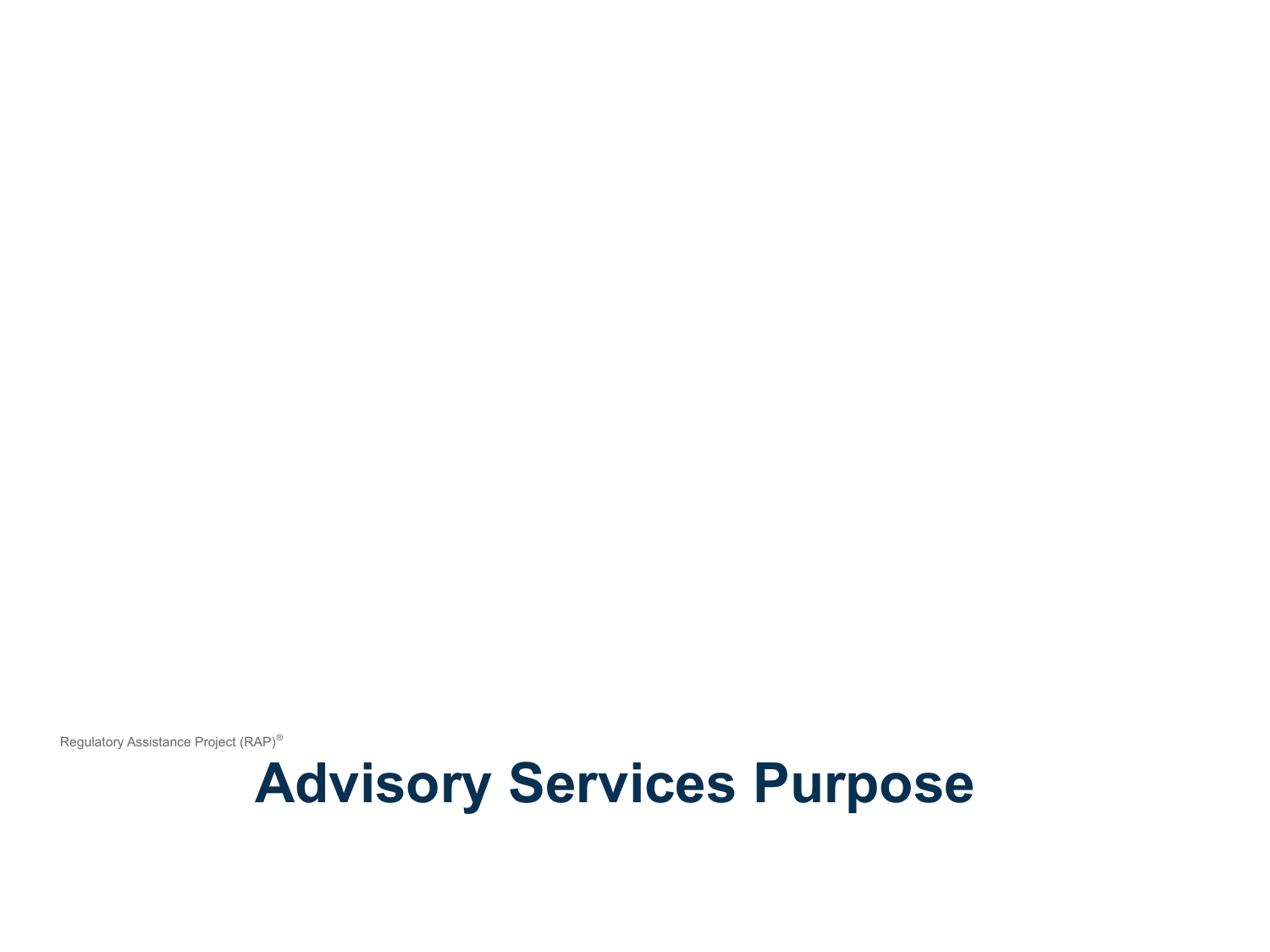# Advisory Services Purpose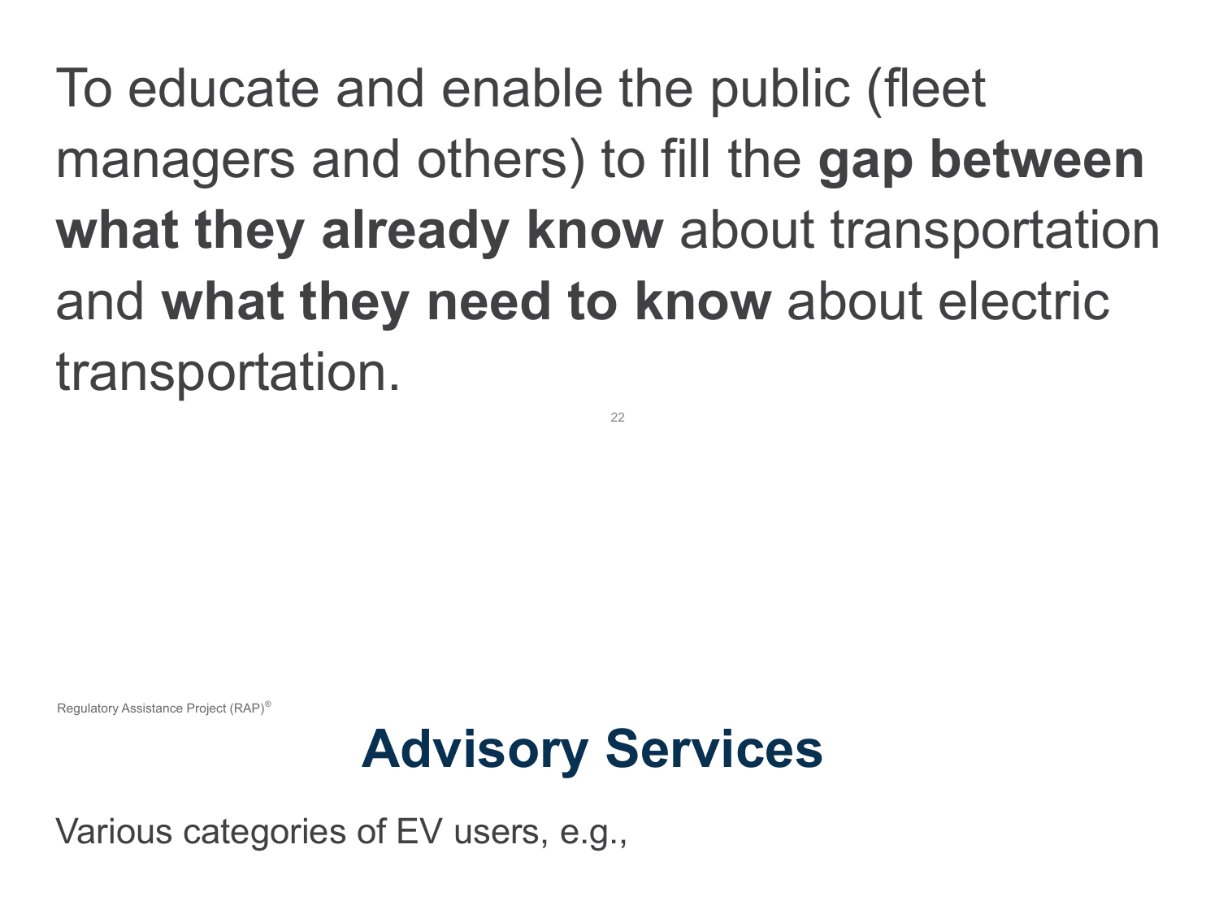To educate and enable the public (fleet managers and others) to fill the **gap between what they already know** about transportation and **what they need to know** about electric transportation.

# Advisory Services

Various categories of EV users, e.g.,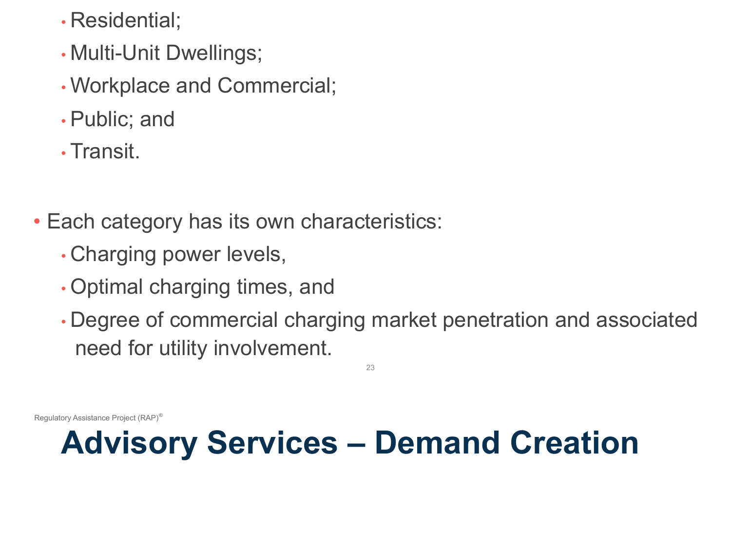- Residential;
- Multi-Unit Dwellings;
- Workplace and Commercial;
- Public; and
- Transit.

- Each category has its own characteristics:
  - Charging power levels,
  - Optimal charging times, and
  - Degree of commercial charging market penetration and associated need for utility involvement.

# Advisory Services – Demand Creation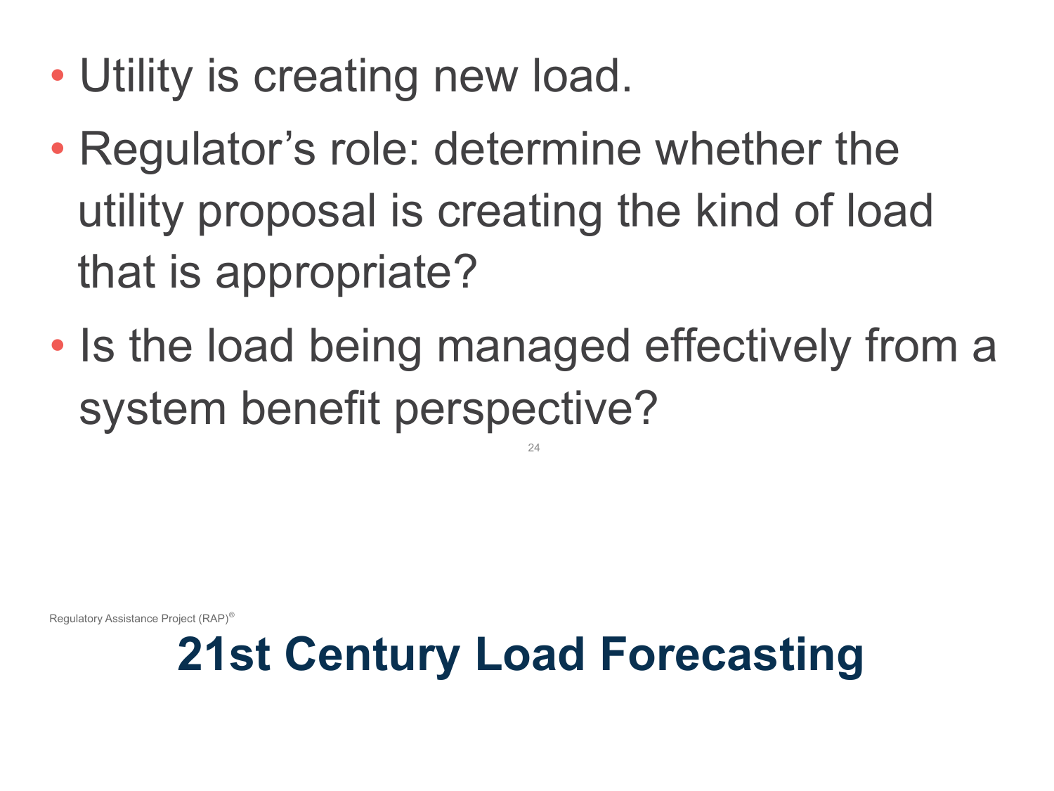- Utility is creating new load.
- Regulator's role: determine whether the utility proposal is creating the kind of load that is appropriate?
- Is the load being managed effectively from a system benefit perspective?

# 21st Century Load Forecasting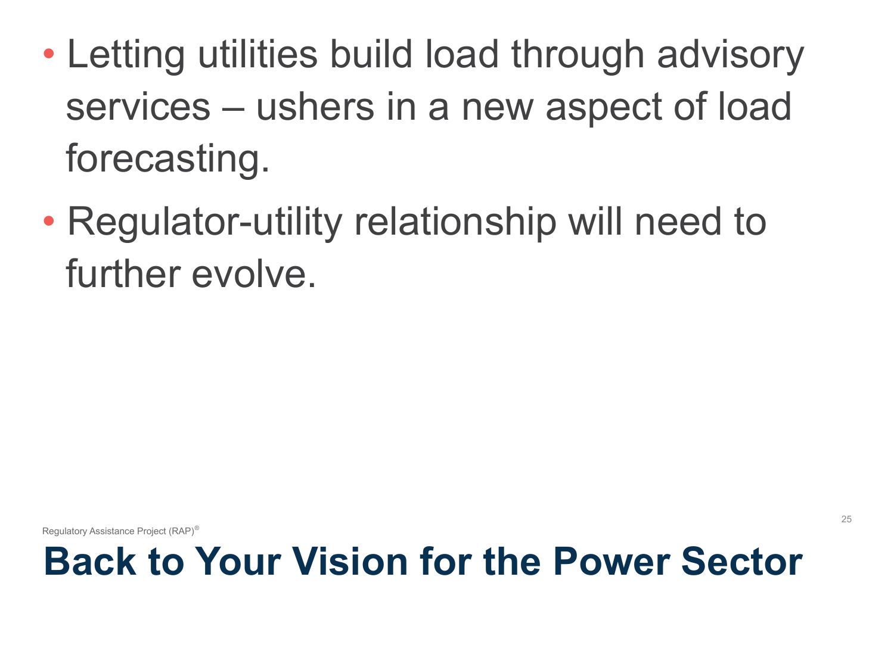# Back to Your Vision for the Power Sector

- Letting utilities build load through advisory services – ushers in a new aspect of load forecasting.
- Regulator-utility relationship will need to further evolve.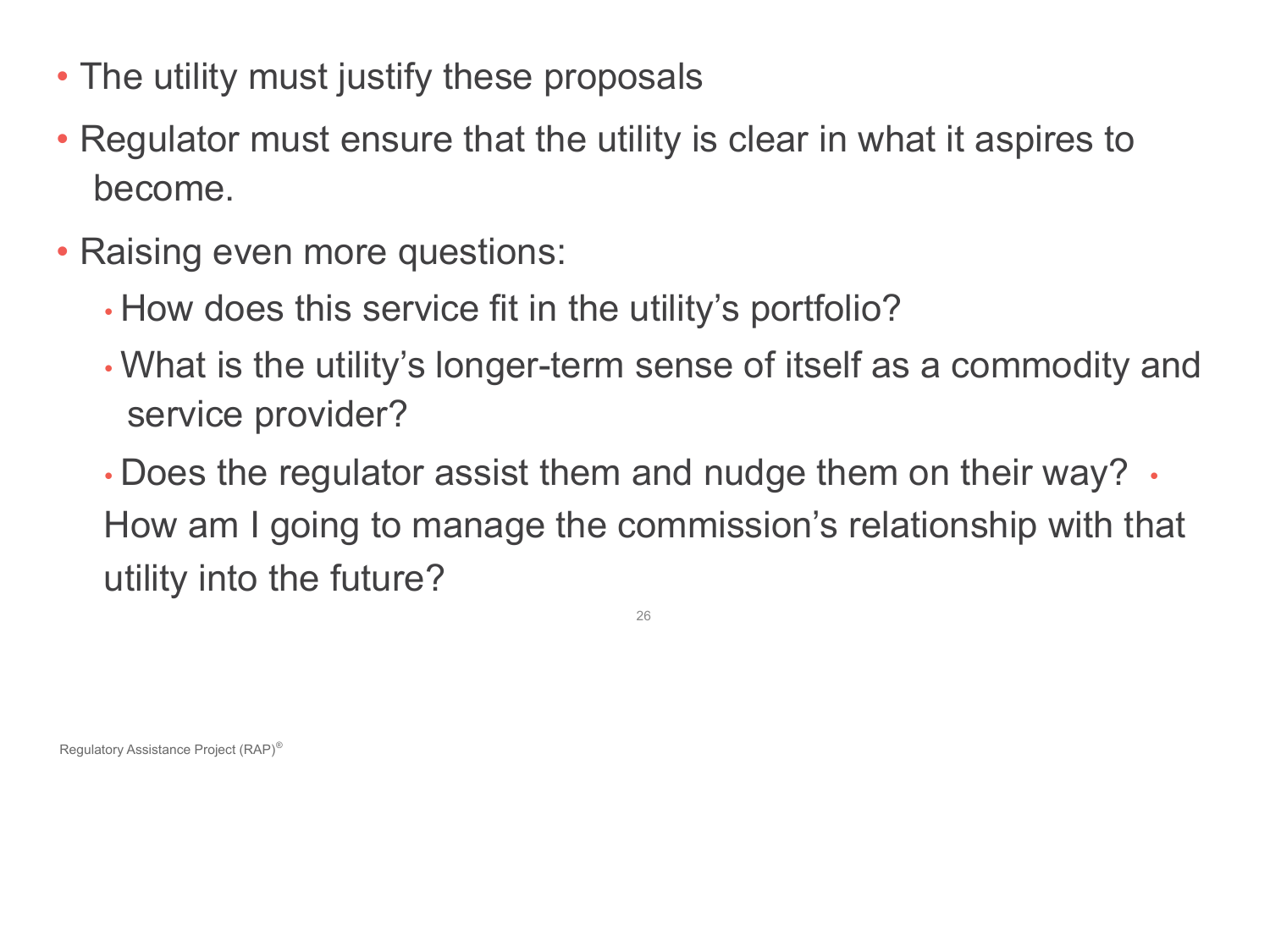- The utility must justify these proposals
- Regulator must ensure that the utility is clear in what it aspires to become.
- Raising even more questions:
  - How does this service fit in the utility's portfolio?
  - What is the utility's longer-term sense of itself as a commodity and service provider?
  - Does the regulator assist them and nudge them on their way?
  - How am I going to manage the commission's relationship with that utility into the future?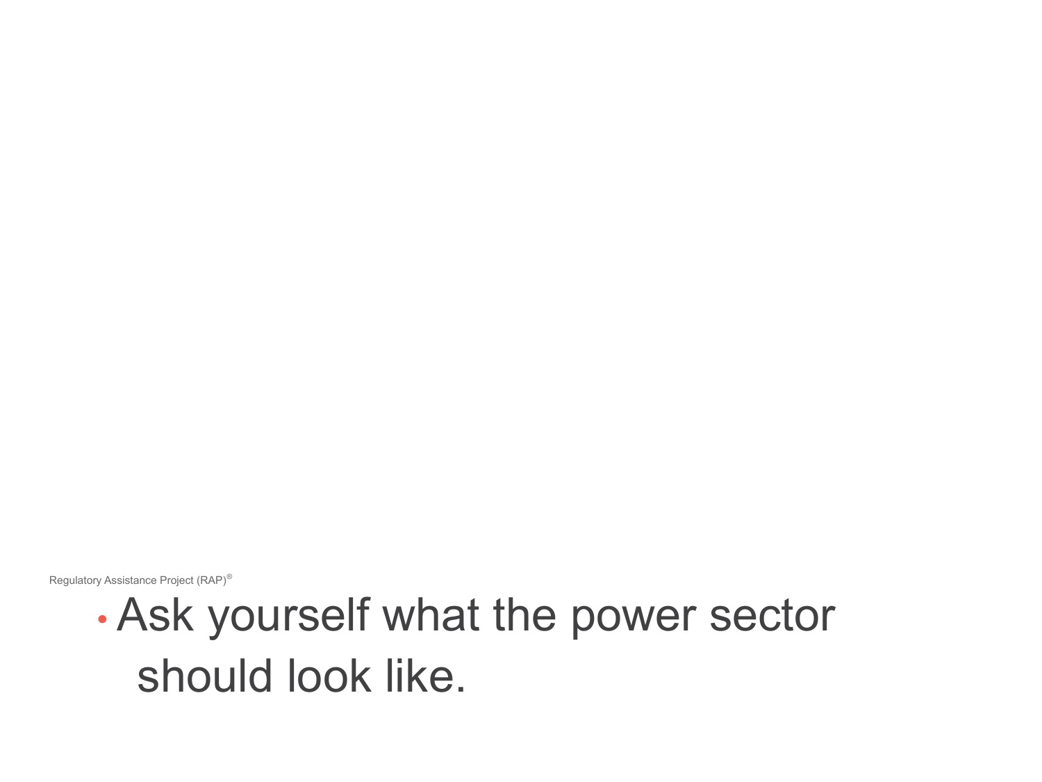- Ask yourself what the power sector should look like.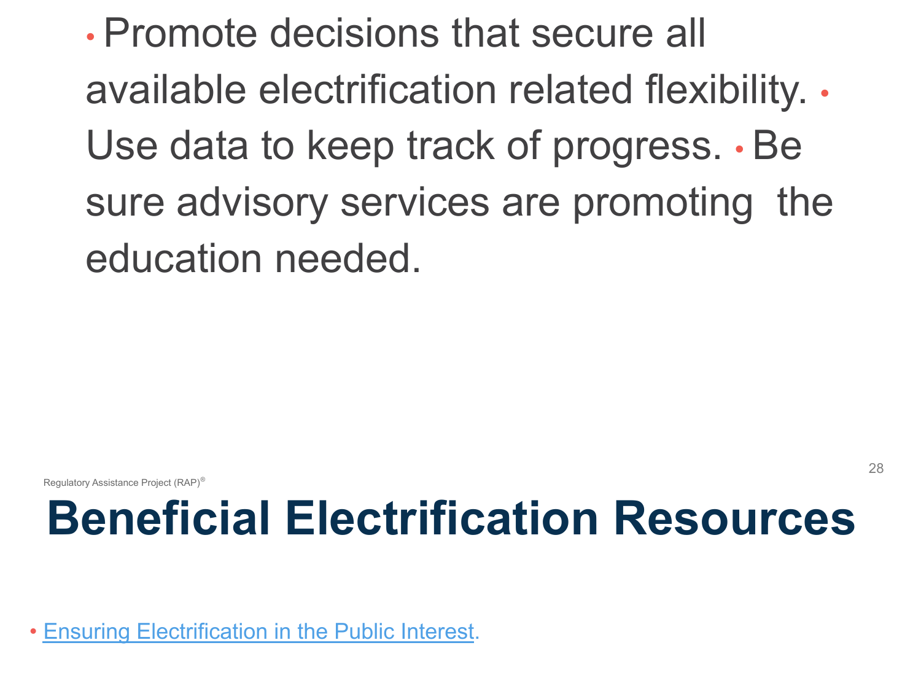- Promote decisions that secure all available electrification related flexibility.
- Use data to keep track of progress.
- Be sure advisory services are promoting the education needed.

Regulatory Assistance Project (RAP)®

# Beneficial Electrification Resources

- Ensuring Electrification in the Public Interest.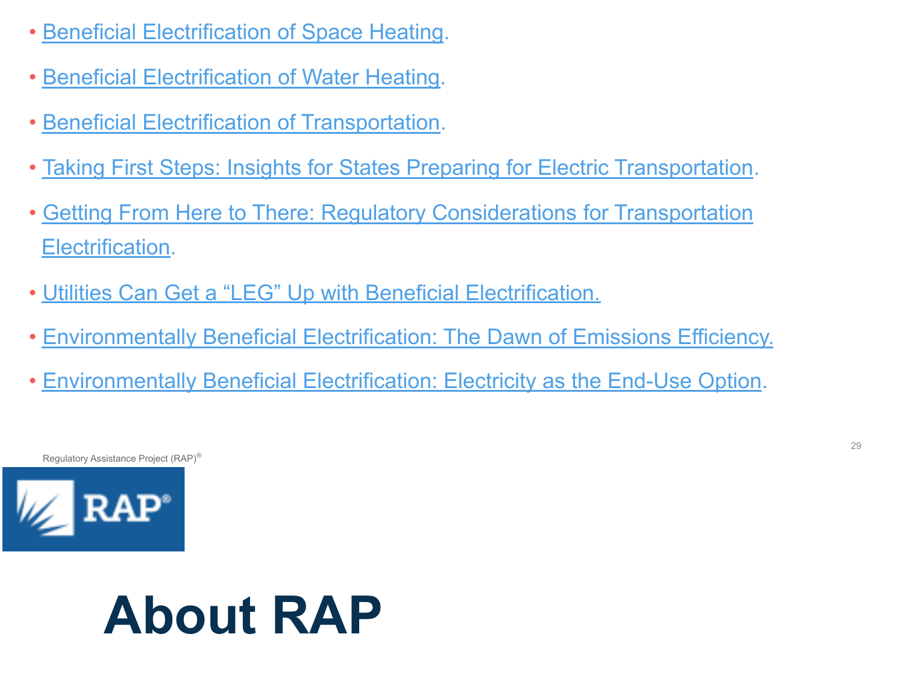- Beneficial Electrification of Space Heating.
- Beneficial Electrification of Water Heating.
- Beneficial Electrification of Transportation.
- Taking First Steps: Insights for States Preparing for Electric Transportation.
- Getting From Here to There: Regulatory Considerations for Transportation Electrification.
- Utilities Can Get a "LEG" Up with Beneficial Electrification.
- Environmentally Beneficial Electrification: The Dawn of Emissions Efficiency.
- Environmentally Beneficial Electrification: Electricity as the End-Use Option.

# About RAP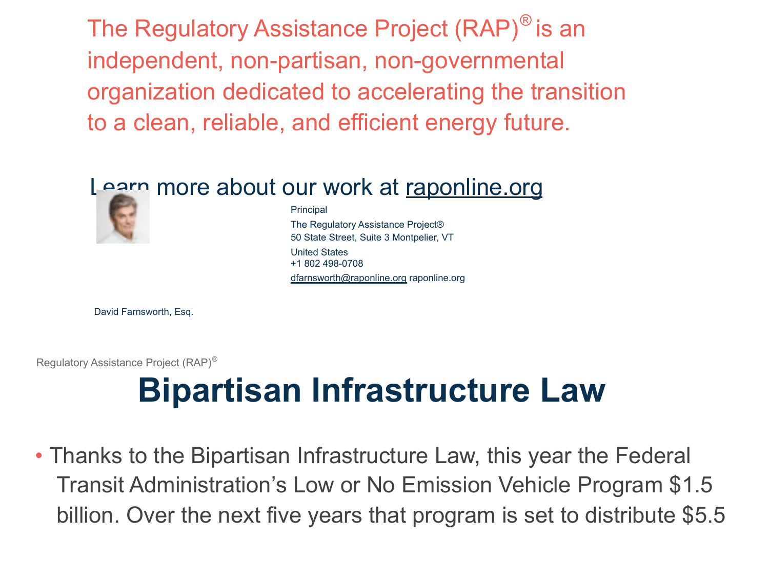The Regulatory Assistance Project (RAP)® is an independent, non-partisan, non-governmental organization dedicated to accelerating the transition to a clean, reliable, and efficient energy future.

Learn more about our work at [raponline.org](raponline.org)

David Farnsworth, Esq.

Principal
The Regulatory Assistance Project®
50 State Street, Suite 3 Montpelier, VT
United States
+1 802 498-0708
dfarnsworth@raponline.org raponline.org

Regulatory Assistance Project (RAP)®

# Bipartisan Infrastructure Law

- Thanks to the Bipartisan Infrastructure Law, this year the Federal Transit Administration's Low or No Emission Vehicle Program $1.5 billion. Over the next five years that program is set to distribute $5.5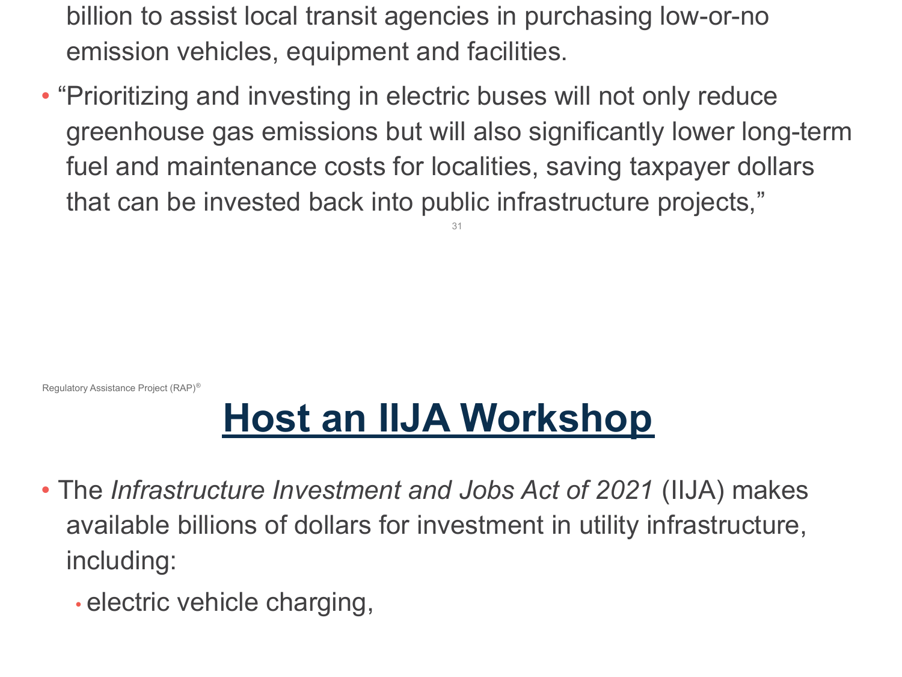billion to assist local transit agencies in purchasing low-or-no emission vehicles, equipment and facilities.

- "Prioritizing and investing in electric buses will not only reduce greenhouse gas emissions but will also significantly lower long-term fuel and maintenance costs for localities, saving taxpayer dollars that can be invested back into public infrastructure projects,"

# Host an IIJA Workshop

- The *Infrastructure Investment and Jobs Act of 2021* (IIJA) makes available billions of dollars for investment in utility infrastructure, including:
  - electric vehicle charging,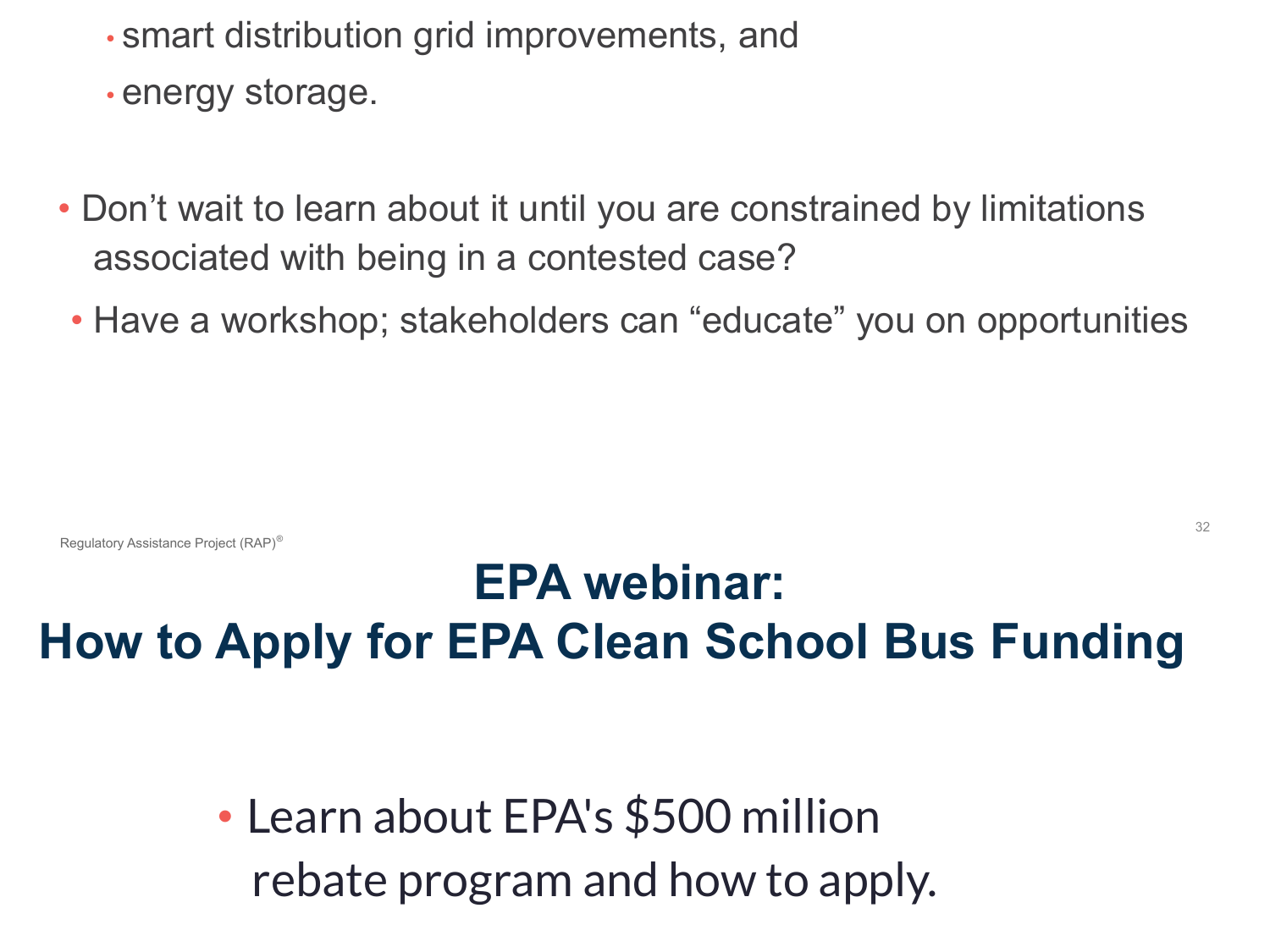- smart distribution grid improvements, and
- energy storage.

- Don't wait to learn about it until you are constrained by limitations associated with being in a contested case?
  - Have a workshop; stakeholders can "educate" you on opportunities

Regulatory Assistance Project (RAP)®

# EPA webinar:
# How to Apply for EPA Clean School Bus Funding

- Learn about EPA's $500 million rebate program and how to apply.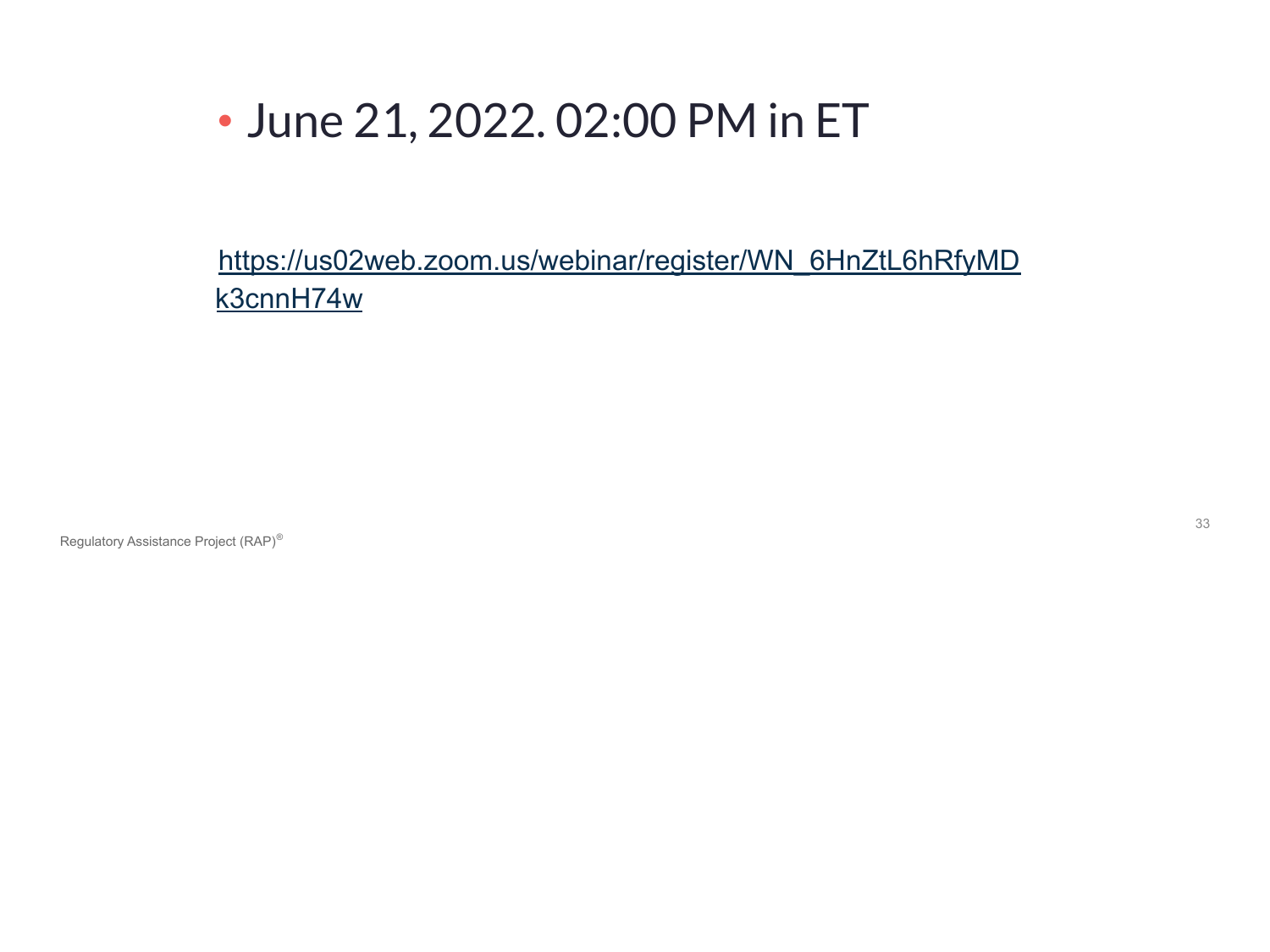- June 21, 2022. 02:00 PM in ET

https://us02web.zoom.us/webinar/register/WN_6HnZtL6hRfyMDk3cnnH74w